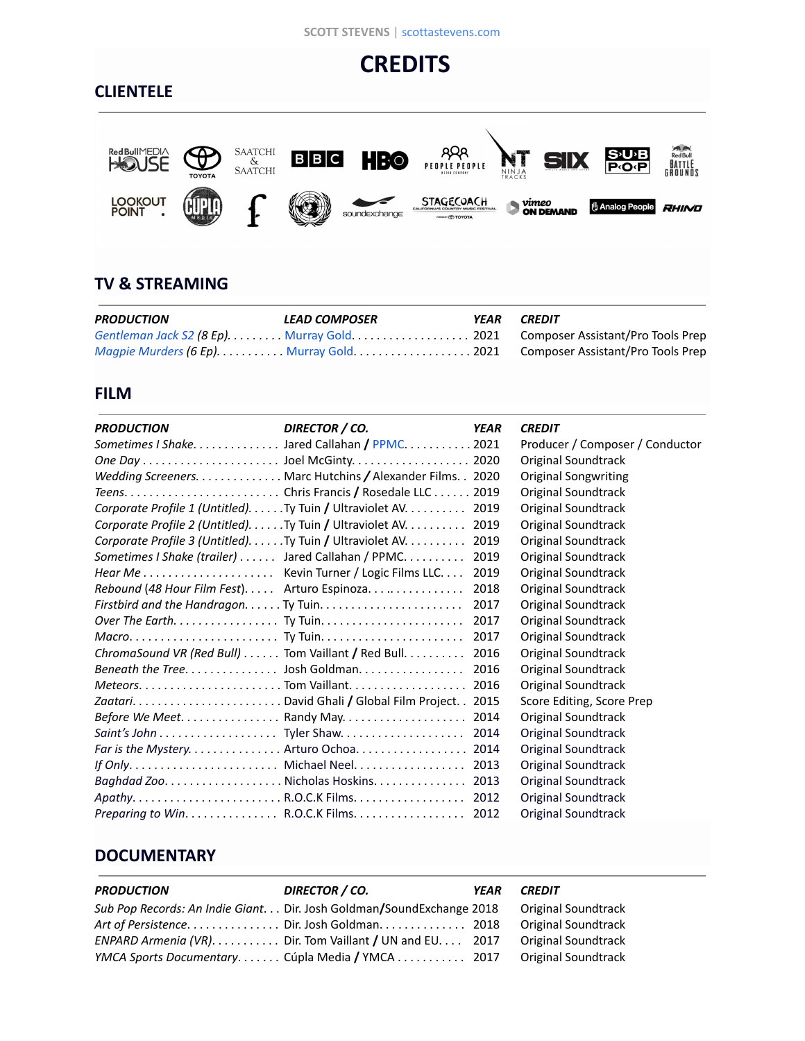SCOTT STEVENS | scottastevens.com

# CREDITS

## CLIENTELE

## TV & STREAMING

| PRODUCTION | LEAD COMPOSER | YEAR | CREDIT |
|---|---|---|---|
| *Gentleman Jack S2 (8 Ep)* | Murray Gold | 2021 | Composer Assistant/Pro Tools Prep |
| *Magpie Murders (6 Ep)* | Murray Gold | 2021 | Composer Assistant/Pro Tools Prep |

## FILM

| PRODUCTION | DIRECTOR / CO. | YEAR | CREDIT |
|---|---|---|---|
| *Sometimes I Shake* | Jared Callahan / PPMC | 2021 | Producer / Composer / Conductor |
| *One Day* | Joel McGinty | 2020 | Original Soundtrack |
| *Wedding Screeners* | Marc Hutchins / Alexander Films | 2020 | Original Songwriting |
| *Teens* | Chris Francis / Rosedale LLC | 2019 | Original Soundtrack |
| *Corporate Profile 1 (Untitled)* | Ty Tuin / Ultraviolet AV | 2019 | Original Soundtrack |
| *Corporate Profile 2 (Untitled)* | Ty Tuin / Ultraviolet AV | 2019 | Original Soundtrack |
| *Corporate Profile 3 (Untitled)* | Ty Tuin / Ultraviolet AV | 2019 | Original Soundtrack |
| *Sometimes I Shake (trailer)* | Jared Callahan / PPMC | 2019 | Original Soundtrack |
| *Hear Me* | Kevin Turner / Logic Films LLC | 2019 | Original Soundtrack |
| *Rebound (48 Hour Film Fest)* | Arturo Espinoza | 2018 | Original Soundtrack |
| *Firstbird and the Handragon* | Ty Tuin | 2017 | Original Soundtrack |
| *Over The Earth* | Ty Tuin | 2017 | Original Soundtrack |
| *Macro* | Ty Tuin | 2017 | Original Soundtrack |
| *ChromaSound VR (Red Bull)* | Tom Vaillant / Red Bull | 2016 | Original Soundtrack |
| *Beneath the Tree* | Josh Goldman | 2016 | Original Soundtrack |
| *Meteors* | Tom Vaillant | 2016 | Original Soundtrack |
| *Zaatari* | David Ghali / Global Film Project | 2015 | Score Editing, Score Prep |
| *Before We Meet* | Randy May | 2014 | Original Soundtrack |
| *Saint's John* | Tyler Shaw | 2014 | Original Soundtrack |
| *Far is the Mystery* | Arturo Ochoa | 2014 | Original Soundtrack |
| *If Only* | Michael Neel | 2013 | Original Soundtrack |
| *Baghdad Zoo* | Nicholas Hoskins | 2013 | Original Soundtrack |
| *Apathy* | R.O.C.K Films | 2012 | Original Soundtrack |
| *Preparing to Win* | R.O.C.K Films | 2012 | Original Soundtrack |

## DOCUMENTARY

| PRODUCTION | DIRECTOR / CO. | YEAR | CREDIT |
|---|---|---|---|
| *Sub Pop Records: An Indie Giant* | Dir. Josh Goldman/SoundExchange | 2018 | Original Soundtrack |
| *Art of Persistence* | Dir. Josh Goldman | 2018 | Original Soundtrack |
| *ENPARD Armenia (VR)* | Dir. Tom Vaillant / UN and EU | 2017 | Original Soundtrack |
| *YMCA Sports Documentary* | Cúpla Media / YMCA | 2017 | Original Soundtrack |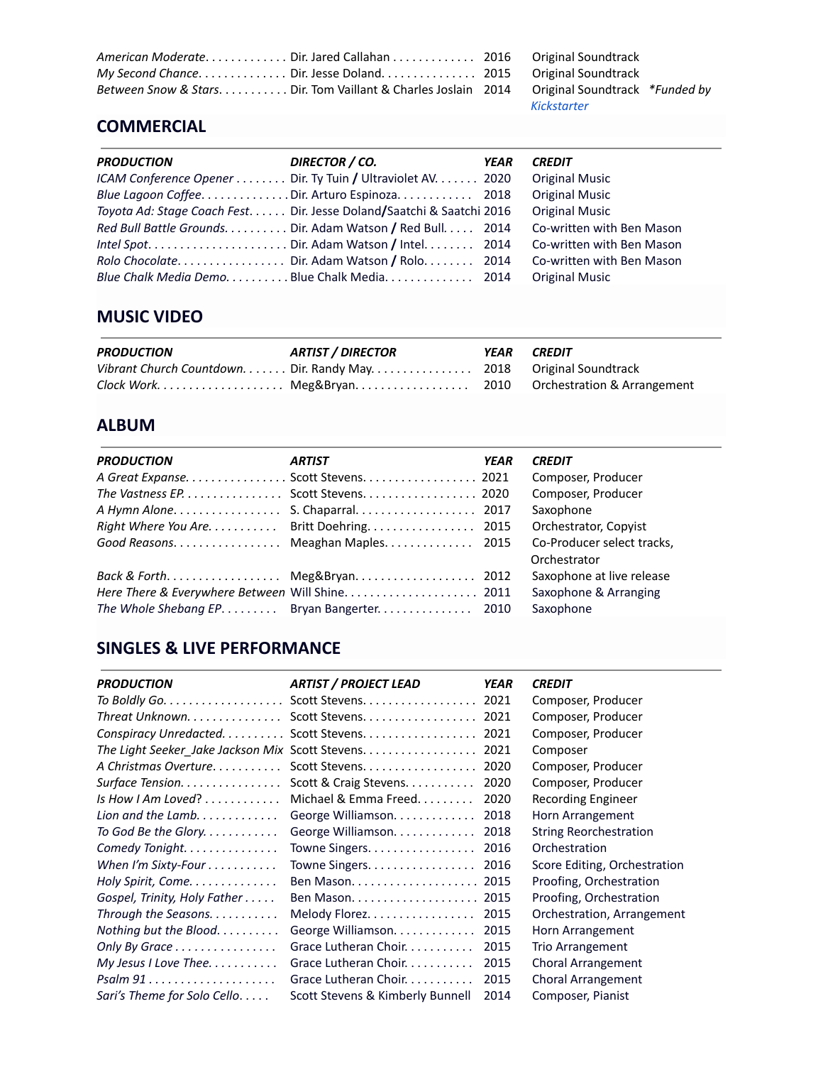| | | | |
|---|---|---|---|
| *American Moderate* | Dir. Jared Callahan | 2016 | Original Soundtrack |
| *My Second Chance* | Dir. Jesse Doland | 2015 | Original Soundtrack |
| *Between Snow & Stars* | Dir. Tom Vaillant & Charles Joslain | 2014 | Original Soundtrack *\*Funded by Kickstarter* |

## COMMERCIAL

| PRODUCTION | DIRECTOR / CO. | YEAR | CREDIT |
|---|---|---|---|
| *ICAM Conference Opener* | Dir. Ty Tuin / Ultraviolet AV. | 2020 | Original Music |
| *Blue Lagoon Coffee* | Dir. Arturo Espinoza | 2018 | Original Music |
| *Toyota Ad: Stage Coach Fest* | Dir. Jesse Doland/Saatchi & Saatchi | 2016 | Original Music |
| *Red Bull Battle Grounds* | Dir. Adam Watson / Red Bull | 2014 | Co-written with Ben Mason |
| *Intel Spot* | Dir. Adam Watson / Intel | 2014 | Co-written with Ben Mason |
| *Rolo Chocolate* | Dir. Adam Watson / Rolo | 2014 | Co-written with Ben Mason |
| *Blue Chalk Media Demo* | Blue Chalk Media | 2014 | Original Music |

## MUSIC VIDEO

| PRODUCTION | ARTIST / DIRECTOR | YEAR | CREDIT |
|---|---|---|---|
| *Vibrant Church Countdown* | Dir. Randy May | 2018 | Original Soundtrack |
| *Clock Work* | Meg&Bryan | 2010 | Orchestration & Arrangement |

## ALBUM

| PRODUCTION | ARTIST | YEAR | CREDIT |
|---|---|---|---|
| *A Great Expanse* | Scott Stevens | 2021 | Composer, Producer |
| *The Vastness EP* | Scott Stevens | 2020 | Composer, Producer |
| *A Hymn Alone* | S. Chaparral | 2017 | Saxophone |
| *Right Where You Are* | Britt Doehring | 2015 | Orchestrator, Copyist |
| *Good Reasons* | Meaghan Maples | 2015 | Co-Producer select tracks, Orchestrator |
| *Back & Forth* | Meg&Bryan | 2012 | Saxophone at live release |
| *Here There & Everywhere Between* | Will Shine | 2011 | Saxophone & Arranging |
| *The Whole Shebang EP* | Bryan Bangerter | 2010 | Saxophone |

## SINGLES & LIVE PERFORMANCE

| PRODUCTION | ARTIST / PROJECT LEAD | YEAR | CREDIT |
|---|---|---|---|
| *To Boldly Go* | Scott Stevens | 2021 | Composer, Producer |
| *Threat Unknown* | Scott Stevens | 2021 | Composer, Producer |
| *Conspiracy Unredacted* | Scott Stevens | 2021 | Composer, Producer |
| *The Light Seeker_Jake Jackson Mix* | Scott Stevens | 2021 | Composer |
| *A Christmas Overture* | Scott Stevens | 2020 | Composer, Producer |
| *Surface Tension* | Scott & Craig Stevens | 2020 | Composer, Producer |
| *Is How I Am Loved?* | Michael & Emma Freed | 2020 | Recording Engineer |
| *Lion and the Lamb* | George Williamson | 2018 | Horn Arrangement |
| *To God Be the Glory* | George Williamson | 2018 | String Reorchestration |
| *Comedy Tonight* | Towne Singers | 2016 | Orchestration |
| *When I'm Sixty-Four* | Towne Singers | 2016 | Score Editing, Orchestration |
| *Holy Spirit, Come* | Ben Mason | 2015 | Proofing, Orchestration |
| *Gospel, Trinity, Holy Father* | Ben Mason | 2015 | Proofing, Orchestration |
| *Through the Seasons* | Melody Florez | 2015 | Orchestration, Arrangement |
| *Nothing but the Blood* | George Williamson | 2015 | Horn Arrangement |
| *Only By Grace* | Grace Lutheran Choir | 2015 | Trio Arrangement |
| *My Jesus I Love Thee* | Grace Lutheran Choir | 2015 | Choral Arrangement |
| *Psalm 91* | Grace Lutheran Choir | 2015 | Choral Arrangement |
| *Sari's Theme for Solo Cello* | Scott Stevens & Kimberly Bunnell | 2014 | Composer, Pianist |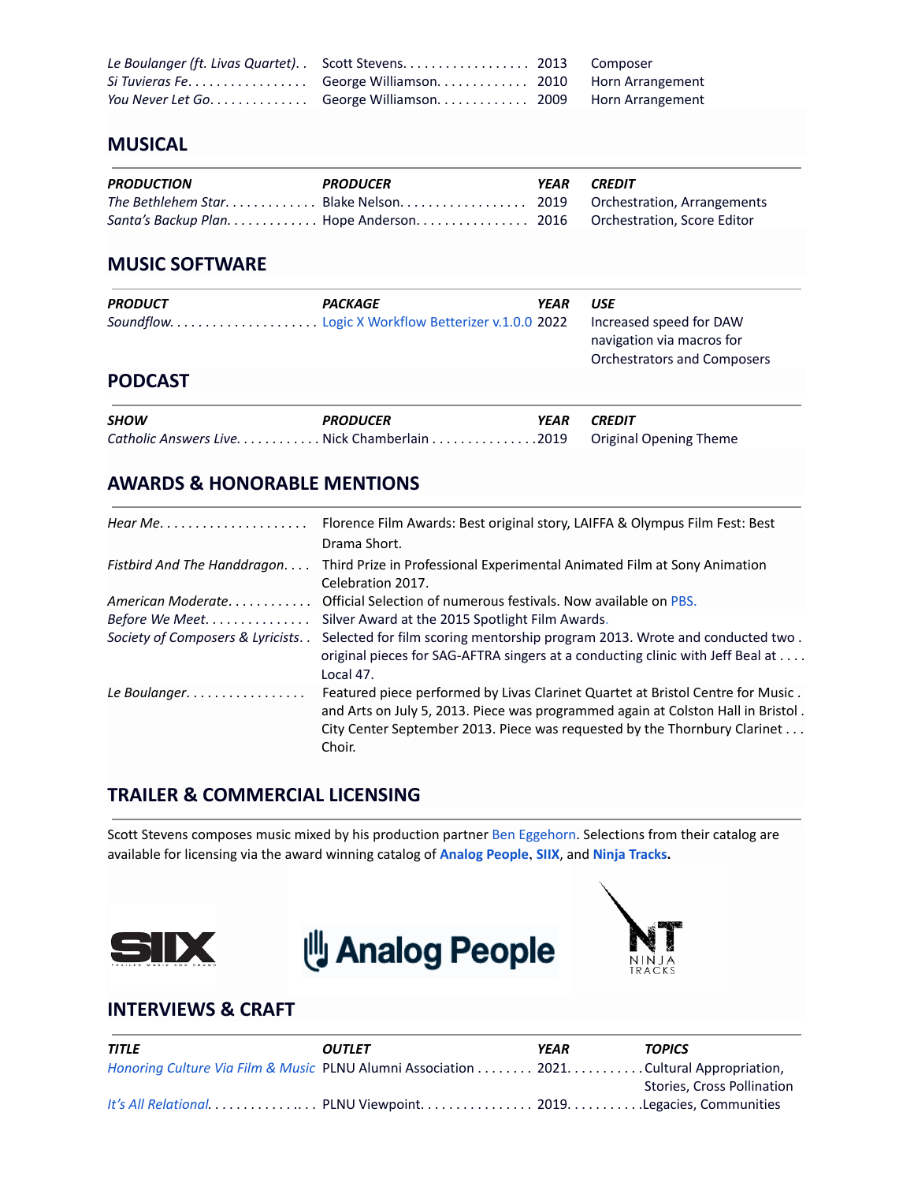| | | | |
|---|---|---|---|
| *Le Boulanger (ft. Livas Quartet)* | Scott Stevens | 2013 | Composer |
| *Si Tuvieras Fe* | George Williamson | 2010 | Horn Arrangement |
| *You Never Let Go* | George Williamson | 2009 | Horn Arrangement |

## MUSICAL

| *PRODUCTION* | *PRODUCER* | *YEAR* | *CREDIT* |
|---|---|---|---|
| *The Bethlehem Star* | Blake Nelson | 2019 | Orchestration, Arrangements |
| *Santa's Backup Plan* | Hope Anderson | 2016 | Orchestration, Score Editor |

## MUSIC SOFTWARE

| *PRODUCT* | *PACKAGE* | *YEAR* | *USE* |
|---|---|---|---|
| *Soundflow* | Logic X Workflow Betterizer v.1.0.0 | 2022 | Increased speed for DAW navigation via macros for Orchestrators and Composers |

## PODCAST

| *SHOW* | *PRODUCER* | *YEAR* | *CREDIT* |
|---|---|---|---|
| *Catholic Answers Live* | Nick Chamberlain | 2019 | Original Opening Theme |

## AWARDS & HONORABLE MENTIONS

| | |
|---|---|
| *Hear Me* | Florence Film Awards: Best original story, LAIFFA & Olympus Film Fest: Best Drama Short. |
| *Fistbird And The Handdragon* | Third Prize in Professional Experimental Animated Film at Sony Animation Celebration 2017. |
| *American Moderate* | Official Selection of numerous festivals. Now available on PBS. |
| *Before We Meet* | Silver Award at the 2015 Spotlight Film Awards. |
| *Society of Composers & Lyricists* | Selected for film scoring mentorship program 2013. Wrote and conducted two original pieces for SAG-AFTRA singers at a conducting clinic with Jeff Beal at Local 47. |
| *Le Boulanger* | Featured piece performed by Livas Clarinet Quartet at Bristol Centre for Music and Arts on July 5, 2013. Piece was programmed again at Colston Hall in Bristol City Center September 2013. Piece was requested by the Thornbury Clarinet Choir. |

## TRAILER & COMMERCIAL LICENSING

Scott Stevens composes music mixed by his production partner Ben Eggehorn. Selections from their catalog are available for licensing via the award winning catalog of **Analog People**, **SIIX**, and **Ninja Tracks.**

## INTERVIEWS & CRAFT

| *TITLE* | *OUTLET* | *YEAR* | *TOPICS* |
|---|---|---|---|
| *Honoring Culture Via Film & Music* | PLNU Alumni Association | 2021 | Cultural Appropriation, Stories, Cross Pollination |
| *It's All Relational* | PLNU Viewpoint | 2019 | Legacies, Communities |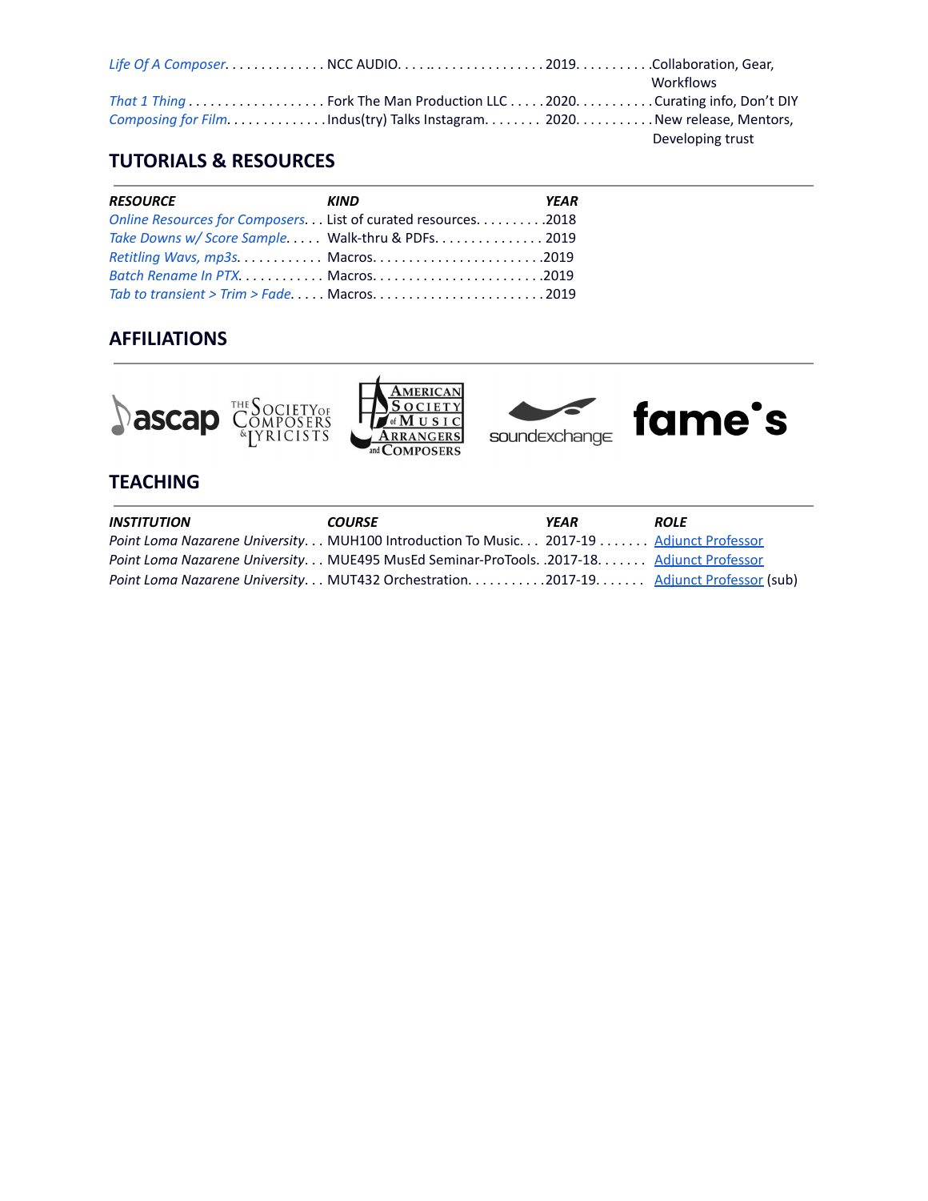| | | | |
|---|---|---|---|
| *Life Of A Composer* | NCC AUDIO | 2019 | Collaboration, Gear, Workflows |
| *That 1 Thing* | Fork The Man Production LLC | 2020 | Curating info, Don't DIY |
| *Composing for Film* | Indus(try) Talks Instagram | 2020 | New release, Mentors, Developing trust |

## TUTORIALS & RESOURCES

| *RESOURCE* | *KIND* | *YEAR* |
|---|---|---|
| *Online Resources for Composers* | List of curated resources | 2018 |
| *Take Downs w/ Score Sample* | Walk-thru & PDFs | 2019 |
| *Retitling Wavs, mp3s* | Macros | 2019 |
| *Batch Rename In PTX* | Macros | 2019 |
| *Tab to transient > Trim > Fade* | Macros | 2019 |

## AFFILIATIONS

ascap

THE SOCIETY OF COMPOSERS & LYRICISTS

AMERICAN SOCIETY of MUSIC ARRANGERS and COMPOSERS

soundexchange

fame's

## TEACHING

| *INSTITUTION* | *COURSE* | *YEAR* | *ROLE* |
|---|---|---|---|
| *Point Loma Nazarene University* | MUH100 Introduction To Music | 2017-19 | Adjunct Professor |
| *Point Loma Nazarene University* | MUE495 MusEd Seminar-ProTools | 2017-18 | Adjunct Professor |
| *Point Loma Nazarene University* | MUT432 Orchestration | 2017-19 | Adjunct Professor (sub) |